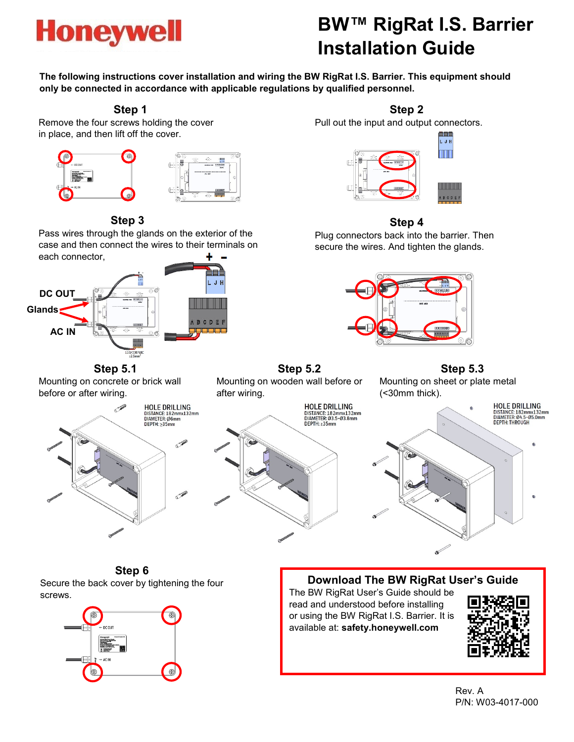# Honeywell

# BW™ RigRat I.S. Barrier Installation Guide

**The following instructions cover installation and wiring the BW RigRat I.S. Barrier. This equipment should only be connected in accordance with applicable regulations by qualified personnel.**

## Step 1

Remove the four screws holding the cover in place, and then lift off the cover.

## Step 2

Pull out the input and output connectors.

L J H

A B C D E F

## Step 3

Pass wires through the glands on the exterior of the case and then connect the wires to their terminals on each connector,

DC OUT

Glands

AC IN

\+ −

L J H

A B C D E F

110/230 VAC

## Step 4

Plug connectors back into the barrier. Then secure the wires. And tighten the glands.

## Step 5.1

Mounting on concrete or brick wall before or after wiring.

HOLE DRILLING
DISTANCE: 182mmx132mm
DIAMETER: Ø6mm
DEPTH: ≥35mm

## Step 5.2

Mounting on wooden wall before or after wiring.

HOLE DRILLING
DISTANCE: 182mmx132mm
DIAMETER: Ø3.5~Ø3.8mm
DEPTH: ≥35mm

## Step 5.3

Mounting on sheet or plate metal (<30mm thick).

HOLE DRILLING
DISTANCE: 182mmx132mm
DIAMETER: Ø4.5~Ø5.0mm
DEPTH: THROUGH

## Step 6

Secure the back cover by tightening the four screws.

## Download The BW RigRat User's Guide

The BW RigRat User's Guide should be read and understood before installing or using the BW RigRat I.S. Barrier. It is available at: **safety.honeywell.com**

Rev. A
P/N: W03-4017-000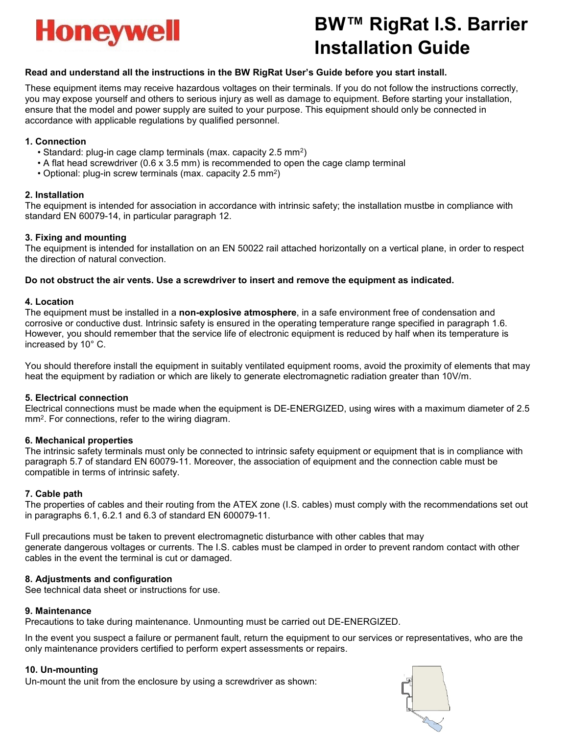# BW™ RigRat I.S. Barrier Installation Guide

**Read and understand all the instructions in the BW RigRat User's Guide before you start install.**

These equipment items may receive hazardous voltages on their terminals. If you do not follow the instructions correctly, you may expose yourself and others to serious injury as well as damage to equipment. Before starting your installation, ensure that the model and power supply are suited to your purpose. This equipment should only be connected in accordance with applicable regulations by qualified personnel.

**1. Connection**

- Standard: plug-in cage clamp terminals (max. capacity 2.5 $mm^2$)
- A flat head screwdriver (0.6 x 3.5 mm) is recommended to open the cage clamp terminal
- Optional: plug-in screw terminals (max. capacity 2.5 $mm^2$)

**2. Installation**

The equipment is intended for association in accordance with intrinsic safety; the installation mustbe in compliance with standard EN 60079-14, in particular paragraph 12.

**3. Fixing and mounting**

The equipment is intended for installation on an EN 50022 rail attached horizontally on a vertical plane, in order to respect the direction of natural convection.

**Do not obstruct the air vents. Use a screwdriver to insert and remove the equipment as indicated.**

**4. Location**

The equipment must be installed in a **non-explosive atmosphere**, in a safe environment free of condensation and corrosive or conductive dust. Intrinsic safety is ensured in the operating temperature range specified in paragraph 1.6. However, you should remember that the service life of electronic equipment is reduced by half when its temperature is increased by 10° C.

You should therefore install the equipment in suitably ventilated equipment rooms, avoid the proximity of elements that may heat the equipment by radiation or which are likely to generate electromagnetic radiation greater than 10V/m.

**5. Electrical connection**

Electrical connections must be made when the equipment is DE-ENERGIZED, using wires with a maximum diameter of 2.5 $mm^2$. For connections, refer to the wiring diagram.

**6. Mechanical properties**

The intrinsic safety terminals must only be connected to intrinsic safety equipment or equipment that is in compliance with paragraph 5.7 of standard EN 60079-11. Moreover, the association of equipment and the connection cable must be compatible in terms of intrinsic safety.

**7. Cable path**

The properties of cables and their routing from the ATEX zone (I.S. cables) must comply with the recommendations set out in paragraphs 6.1, 6.2.1 and 6.3 of standard EN 600079-11.

Full precautions must be taken to prevent electromagnetic disturbance with other cables that may generate dangerous voltages or currents. The I.S. cables must be clamped in order to prevent random contact with other cables in the event the terminal is cut or damaged.

**8. Adjustments and configuration**

See technical data sheet or instructions for use.

**9. Maintenance**

Precautions to take during maintenance. Unmounting must be carried out DE-ENERGIZED.

In the event you suspect a failure or permanent fault, return the equipment to our services or representatives, who are the only maintenance providers certified to perform expert assessments or repairs.

**10. Un-mounting**

Un-mount the unit from the enclosure by using a screwdriver as shown: